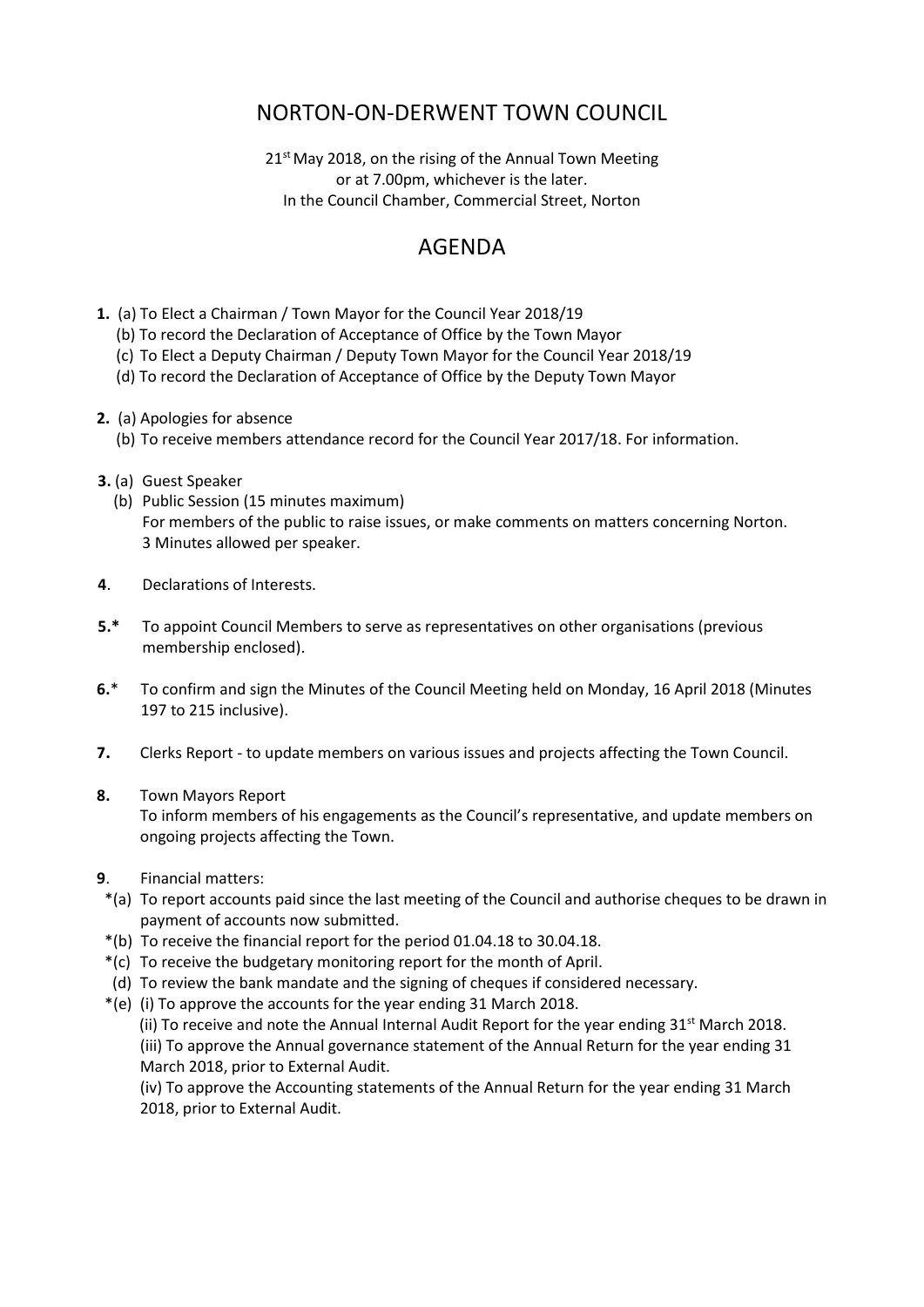# NORTON-ON-DERWENT TOWN COUNCIL

21st May 2018, on the rising of the Annual Town Meeting
or at 7.00pm, whichever is the later.
In the Council Chamber, Commercial Street, Norton

## AGENDA

**1.** (a) To Elect a Chairman / Town Mayor for the Council Year 2018/19
(b) To record the Declaration of Acceptance of Office by the Town Mayor
(c) To Elect a Deputy Chairman / Deputy Town Mayor for the Council Year 2018/19
(d) To record the Declaration of Acceptance of Office by the Deputy Town Mayor

**2.** (a) Apologies for absence
(b) To receive members attendance record for the Council Year 2017/18. For information.

**3.** (a) Guest Speaker
(b) Public Session (15 minutes maximum)
For members of the public to raise issues, or make comments on matters concerning Norton.
3 Minutes allowed per speaker.

**4**. Declarations of Interests.

**5.*** To appoint Council Members to serve as representatives on other organisations (previous membership enclosed).

**6.*** To confirm and sign the Minutes of the Council Meeting held on Monday, 16 April 2018 (Minutes 197 to 215 inclusive).

**7.** Clerks Report - to update members on various issues and projects affecting the Town Council.

**8.** Town Mayors Report
To inform members of his engagements as the Council's representative, and update members on ongoing projects affecting the Town.

**9**. Financial matters:
*(a) To report accounts paid since the last meeting of the Council and authorise cheques to be drawn in payment of accounts now submitted.
*(b) To receive the financial report for the period 01.04.18 to 30.04.18.
*(c) To receive the budgetary monitoring report for the month of April.
(d) To review the bank mandate and the signing of cheques if considered necessary.
*(e) (i) To approve the accounts for the year ending 31 March 2018.
(ii) To receive and note the Annual Internal Audit Report for the year ending 31st March 2018.
(iii) To approve the Annual governance statement of the Annual Return for the year ending 31 March 2018, prior to External Audit.
(iv) To approve the Accounting statements of the Annual Return for the year ending 31 March 2018, prior to External Audit.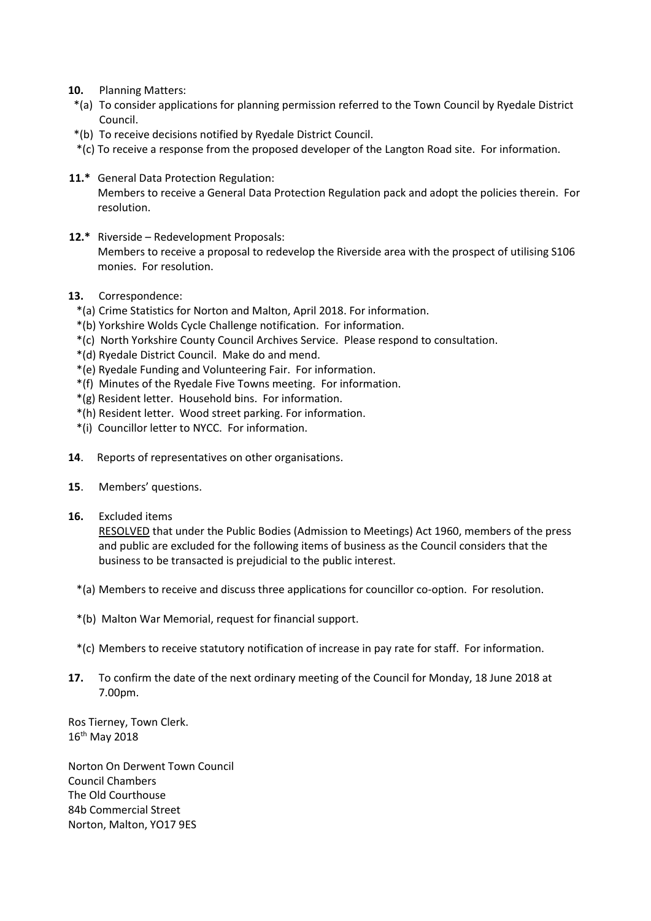**10.** Planning Matters:

*(a) To consider applications for planning permission referred to the Town Council by Ryedale District Council.

*(b) To receive decisions notified by Ryedale District Council.

*(c) To receive a response from the proposed developer of the Langton Road site. For information.

**11.*** General Data Protection Regulation:
Members to receive a General Data Protection Regulation pack and adopt the policies therein. For resolution.

**12.*** Riverside – Redevelopment Proposals:
Members to receive a proposal to redevelop the Riverside area with the prospect of utilising S106 monies. For resolution.

**13.** Correspondence:

*(a) Crime Statistics for Norton and Malton, April 2018. For information.

*(b) Yorkshire Wolds Cycle Challenge notification. For information.

*(c) North Yorkshire County Council Archives Service. Please respond to consultation.

*(d) Ryedale District Council. Make do and mend.

*(e) Ryedale Funding and Volunteering Fair. For information.

*(f) Minutes of the Ryedale Five Towns meeting. For information.

*(g) Resident letter. Household bins. For information.

*(h) Resident letter. Wood street parking. For information.

*(i) Councillor letter to NYCC. For information.

**14**. Reports of representatives on other organisations.

**15**. Members' questions.

**16.** Excluded items
RESOLVED that under the Public Bodies (Admission to Meetings) Act 1960, members of the press and public are excluded for the following items of business as the Council considers that the business to be transacted is prejudicial to the public interest.

*(a) Members to receive and discuss three applications for councillor co-option. For resolution.

*(b) Malton War Memorial, request for financial support.

*(c) Members to receive statutory notification of increase in pay rate for staff. For information.

**17.** To confirm the date of the next ordinary meeting of the Council for Monday, 18 June 2018 at 7.00pm.

Ros Tierney, Town Clerk.
16th May 2018

Norton On Derwent Town Council
Council Chambers
The Old Courthouse
84b Commercial Street
Norton, Malton, YO17 9ES